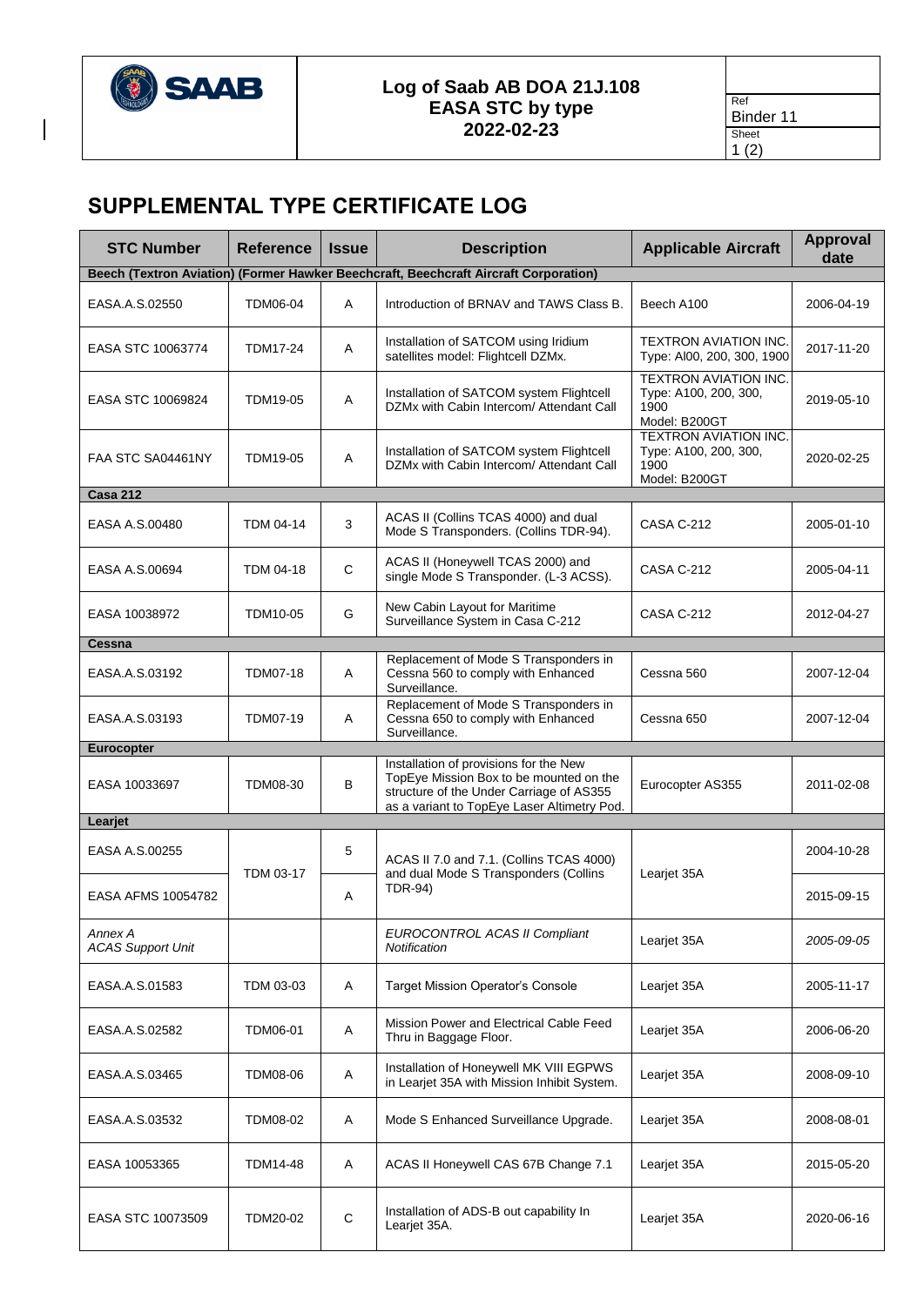**Log of Saab AB DOA 21J.108**
**EASA STC by type**
**2022-02-23**

Ref: Binder 11

# SUPPLEMENTAL TYPE CERTIFICATE LOG

| STC Number | Reference | Issue | Description | Applicable Aircraft | Approval date |
|---|---|---|---|---|---|
| **Beech (Textron Aviation) (Former Hawker Beechcraft, Beechcraft Aircraft Corporation)** | | | | | |
| EASA.A.S.02550 | TDM06-04 | A | Introduction of BRNAV and TAWS Class B. | Beech A100 | 2006-04-19 |
| EASA STC 10063774 | TDM17-24 | A | Installation of SATCOM using Iridium satellites model: Flightcell DZMx. | TEXTRON AVIATION INC. Type: Al00, 200, 300, 1900 | 2017-11-20 |
| EASA STC 10069824 | TDM19-05 | A | Installation of SATCOM system Flightcell DZMx with Cabin Intercom/ Attendant Call | TEXTRON AVIATION INC. Type: A100, 200, 300, 1900 Model: B200GT | 2019-05-10 |
| FAA STC SA04461NY | TDM19-05 | A | Installation of SATCOM system Flightcell DZMx with Cabin Intercom/ Attendant Call | TEXTRON AVIATION INC. Type: A100, 200, 300, 1900 Model: B200GT | 2020-02-25 |
| **Casa 212** | | | | | |
| EASA A.S.00480 | TDM 04-14 | 3 | ACAS II (Collins TCAS 4000) and dual Mode S Transponders. (Collins TDR-94). | CASA C-212 | 2005-01-10 |
| EASA A.S.00694 | TDM 04-18 | C | ACAS II (Honeywell TCAS 2000) and single Mode S Transponder. (L-3 ACSS). | CASA C-212 | 2005-04-11 |
| EASA 10038972 | TDM10-05 | G | New Cabin Layout for Maritime Surveillance System in Casa C-212 | CASA C-212 | 2012-04-27 |
| **Cessna** | | | | | |
| EASA.A.S.03192 | TDM07-18 | A | Replacement of Mode S Transponders in Cessna 560 to comply with Enhanced Surveillance. | Cessna 560 | 2007-12-04 |
| EASA.A.S.03193 | TDM07-19 | A | Replacement of Mode S Transponders in Cessna 650 to comply with Enhanced Surveillance. | Cessna 650 | 2007-12-04 |
| **Eurocopter** | | | | | |
| EASA 10033697 | TDM08-30 | B | Installation of provisions for the New TopEye Mission Box to be mounted on the structure of the Under Carriage of AS355 as a variant to TopEye Laser Altimetry Pod. | Eurocopter AS355 | 2011-02-08 |
| **Learjet** | | | | | |
| EASA A.S.00255 | TDM 03-17 | 5 | ACAS II 7.0 and 7.1. (Collins TCAS 4000) and dual Mode S Transponders (Collins TDR-94) | Learjet 35A | 2004-10-28 |
| EASA AFMS 10054782 | | A | | | 2015-09-15 |
| *Annex A ACAS Support Unit* | | | *EUROCONTROL ACAS II Compliant Notification* | Learjet 35A | *2005-09-05* |
| EASA.A.S.01583 | TDM 03-03 | A | Target Mission Operator's Console | Learjet 35A | 2005-11-17 |
| EASA.A.S.02582 | TDM06-01 | A | Mission Power and Electrical Cable Feed Thru in Baggage Floor. | Learjet 35A | 2006-06-20 |
| EASA.A.S.03465 | TDM08-06 | A | Installation of Honeywell MK VIII EGPWS in Learjet 35A with Mission Inhibit System. | Learjet 35A | 2008-09-10 |
| EASA.A.S.03532 | TDM08-02 | A | Mode S Enhanced Surveillance Upgrade. | Learjet 35A | 2008-08-01 |
| EASA 10053365 | TDM14-48 | A | ACAS II Honeywell CAS 67B Change 7.1 | Learjet 35A | 2015-05-20 |
| EASA STC 10073509 | TDM20-02 | C | Installation of ADS-B out capability In Learjet 35A. | Learjet 35A | 2020-06-16 |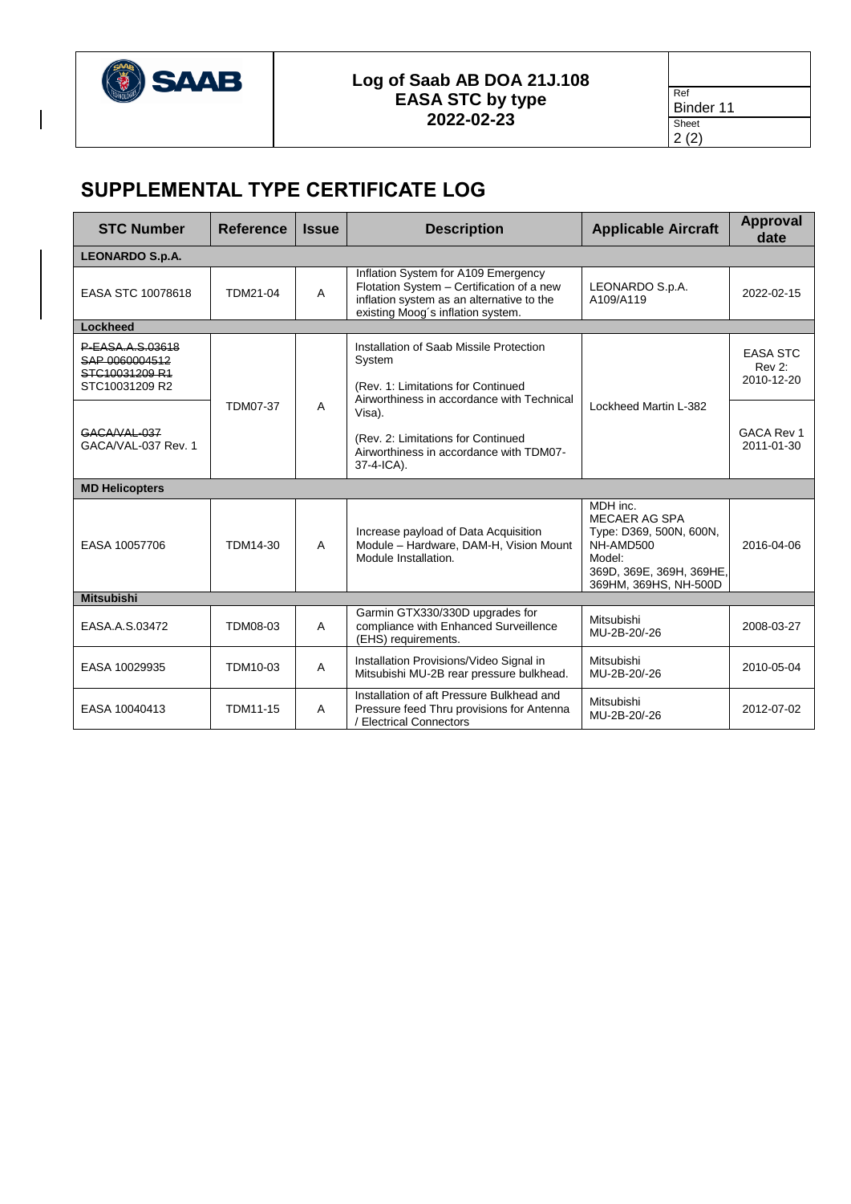## SUPPLEMENTAL TYPE CERTIFICATE LOG

| STC Number | Reference | Issue | Description | Applicable Aircraft | Approval date |
|---|---|---|---|---|---|
| **LEONARDO S.p.A.** | | | | | |
| EASA STC 10078618 | TDM21-04 | A | Inflation System for A109 Emergency Flotation System – Certification of a new inflation system as an alternative to the existing Moog´s inflation system. | LEONARDO S.p.A. A109/A119 | 2022-02-15 |
| **Lockheed** | | | | | |
| ~~P-EASA.A.S.03618~~ ~~SAP 0060004512~~ ~~STC10031209 R1~~ STC10031209 R2 | TDM07-37 | A | Installation of Saab Missile Protection System (Rev. 1: Limitations for Continued Airworthiness in accordance with Technical Visa). (Rev. 2: Limitations for Continued Airworthiness in accordance with TDM07-37-4-ICA). | Lockheed Martin L-382 | EASA STC Rev 2: 2010-12-20 |
| ~~GACA/VAL-037~~ GACA/VAL-037 Rev. 1 | | | | | GACA Rev 1 2011-01-30 |
| **MD Helicopters** | | | | | |
| EASA 10057706 | TDM14-30 | A | Increase payload of Data Acquisition Module – Hardware, DAM-H, Vision Mount Module Installation. | MDH inc. MECAER AG SPA Type: D369, 500N, 600N, NH-AMD500 Model: 369D, 369E, 369H, 369HE, 369HM, 369HS, NH-500D | 2016-04-06 |
| **Mitsubishi** | | | | | |
| EASA.A.S.03472 | TDM08-03 | A | Garmin GTX330/330D upgrades for compliance with Enhanced Surveillence (EHS) requirements. | Mitsubishi MU-2B-20/-26 | 2008-03-27 |
| EASA 10029935 | TDM10-03 | A | Installation Provisions/Video Signal in Mitsubishi MU-2B rear pressure bulkhead. | Mitsubishi MU-2B-20/-26 | 2010-05-04 |
| EASA 10040413 | TDM11-15 | A | Installation of aft Pressure Bulkhead and Pressure feed Thru provisions for Antenna / Electrical Connectors | Mitsubishi MU-2B-20/-26 | 2012-07-02 |